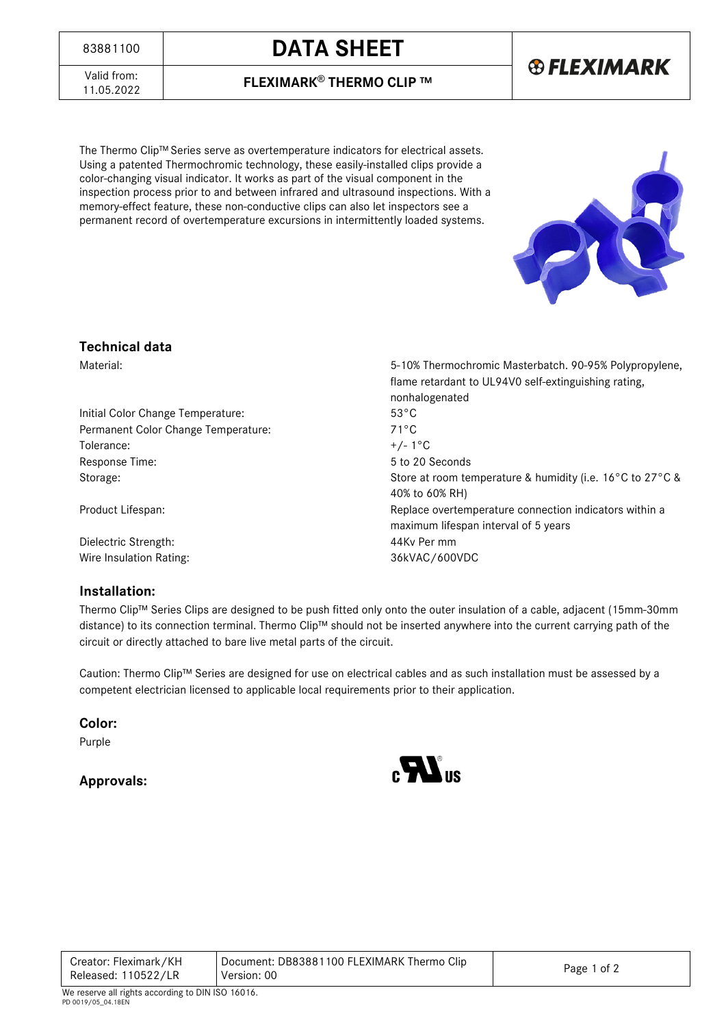| 83881100 | DATA SHEET |
|---|---|
| Valid from: 11.05.2022 | FLEXIMARK® THERMO CLIP ™ |

The Thermo Clip™ Series serve as overtemperature indicators for electrical assets. Using a patented Thermochromic technology, these easily-installed clips provide a color-changing visual indicator. It works as part of the visual component in the inspection process prior to and between infrared and ultrasound inspections. With a memory-effect feature, these non-conductive clips can also let inspectors see a permanent record of overtemperature excursions in intermittently loaded systems.

## Technical data

| | |
|---|---|
| Material: | 5-10% Thermochromic Masterbatch. 90-95% Polypropylene, flame retardant to UL94V0 self-extinguishing rating, nonhalogenated |
| Initial Color Change Temperature: | 53°C |
| Permanent Color Change Temperature: | 71°C |
| Tolerance: | +/- 1°C |
| Response Time: | 5 to 20 Seconds |
| Storage: | Store at room temperature & humidity (i.e. 16°C to 27°C & 40% to 60% RH) |
| Product Lifespan: | Replace overtemperature connection indicators within a maximum lifespan interval of 5 years |
| Dielectric Strength: | 44Kv Per mm |
| Wire Insulation Rating: | 36kVAC/600VDC |

## Installation:

Thermo Clip™ Series Clips are designed to be push fitted only onto the outer insulation of a cable, adjacent (15mm-30mm distance) to its connection terminal. Thermo Clip™ should not be inserted anywhere into the current carrying path of the circuit or directly attached to bare live metal parts of the circuit.

Caution: Thermo Clip™ Series are designed for use on electrical cables and as such installation must be assessed by a competent electrician licensed to applicable local requirements prior to their application.

## Color:

Purple

## Approvals:

c UR us

| Creator: Fleximark/KH Released: 110522/LR | Document: DB83881100 FLEXIMARK Thermo Clip Version: 00 |
|---|---|

We reserve all rights according to DIN ISO 16016.
PD 0019/05_04.18EN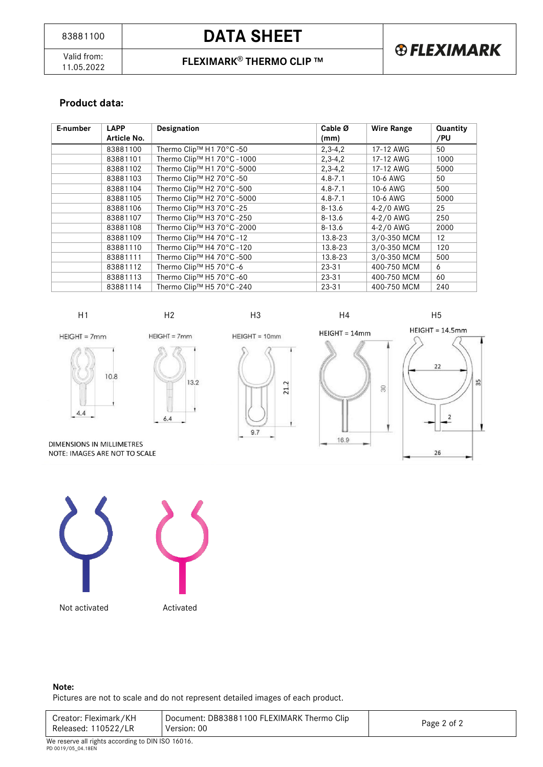## Product data:

| E-number | LAPP Article No. | Designation | Cable Ø (mm) | Wire Range | Quantity /PU |
|---|---|---|---|---|---|
| | 83881100 | Thermo Clip™ H1 70°C -50 | 2,3-4,2 | 17-12 AWG | 50 |
| | 83881101 | Thermo Clip™ H1 70°C -1000 | 2,3-4,2 | 17-12 AWG | 1000 |
| | 83881102 | Thermo Clip™ H1 70°C -5000 | 2,3-4,2 | 17-12 AWG | 5000 |
| | 83881103 | Thermo Clip™ H2 70°C -50 | 4.8-7.1 | 10-6 AWG | 50 |
| | 83881104 | Thermo Clip™ H2 70°C -500 | 4.8-7.1 | 10-6 AWG | 500 |
| | 83881105 | Thermo Clip™ H2 70°C -5000 | 4.8-7.1 | 10-6 AWG | 5000 |
| | 83881106 | Thermo Clip™ H3 70°C -25 | 8-13.6 | 4-2/0 AWG | 25 |
| | 83881107 | Thermo Clip™ H3 70°C -250 | 8-13.6 | 4-2/0 AWG | 250 |
| | 83881108 | Thermo Clip™ H3 70°C -2000 | 8-13.6 | 4-2/0 AWG | 2000 |
| | 83881109 | Thermo Clip™ H4 70°C -12 | 13.8-23 | 3/0-350 MCM | 12 |
| | 83881110 | Thermo Clip™ H4 70°C -120 | 13.8-23 | 3/0-350 MCM | 120 |
| | 83881111 | Thermo Clip™ H4 70°C -500 | 13.8-23 | 3/0-350 MCM | 500 |
| | 83881112 | Thermo Clip™ H5 70°C -6 | 23-31 | 400-750 MCM | 6 |
| | 83881113 | Thermo Clip™ H5 70°C -60 | 23-31 | 400-750 MCM | 60 |
| | 83881114 | Thermo Clip™ H5 70°C -240 | 23-31 | 400-750 MCM | 240 |

H1
HEIGHT = 7mm
10.8
4.4

H2
HEIGHT = 7mm
13.2
6.4

H3
HEIGHT = 10mm
21.2
9.7

H4
HEIGHT = 14mm
30
16.9

H5
HEIGHT = 14.5mm
22
35
2
26

DIMENSIONS IN MILLIMETRES
NOTE: IMAGES ARE NOT TO SCALE

Not activated

Activated

**Note:**
Pictures are not to scale and do not represent detailed images of each product.

Creator: Fleximark/KH
Released: 110522/LR

Document: DB83881100 FLEXIMARK Thermo Clip
Version: 00

We reserve all rights according to DIN ISO 16016.
PD 0019/05_04.18EN